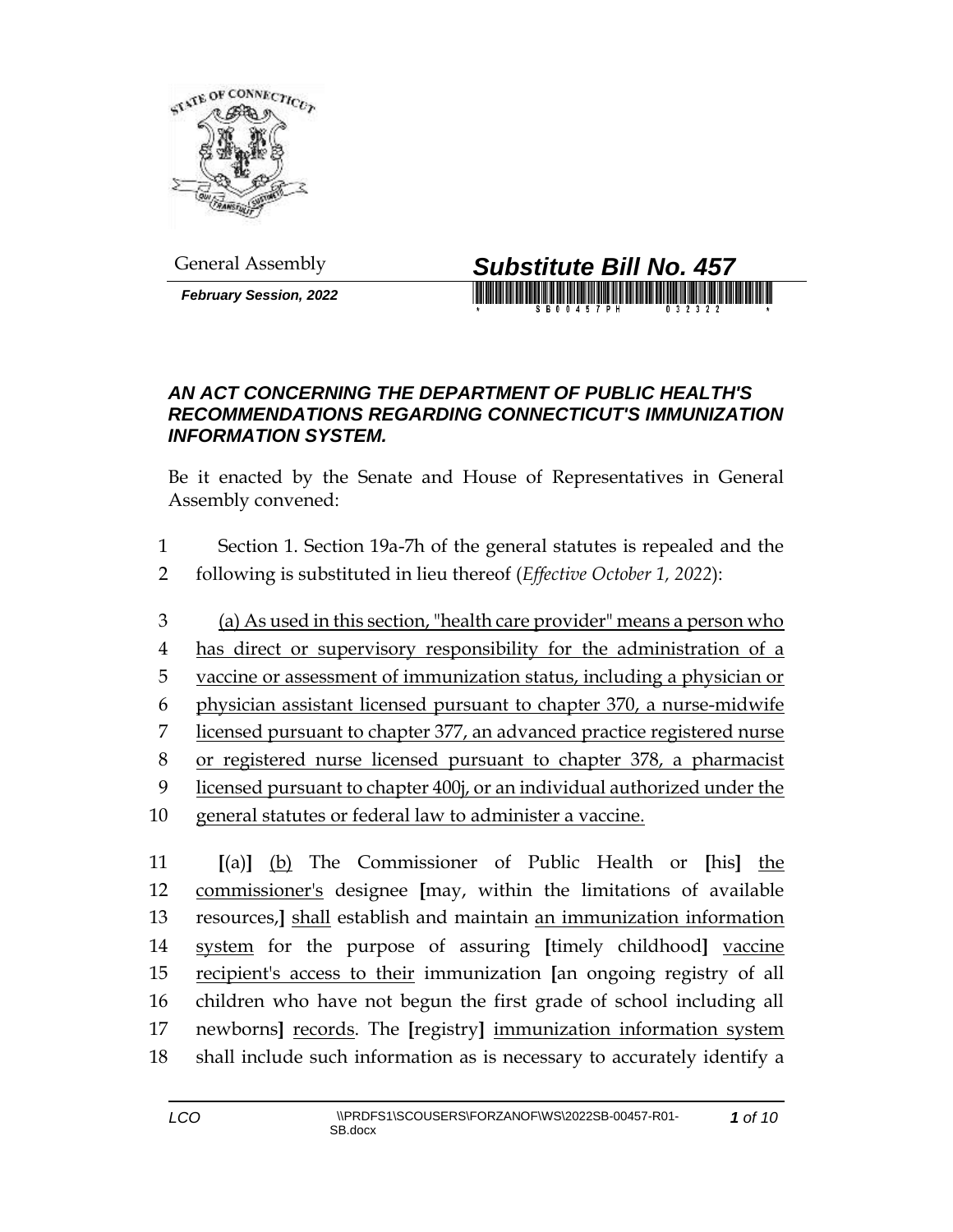General Assembly

**Substitute Bill No. 457**

***February Session, 2022***

## *AN ACT CONCERNING THE DEPARTMENT OF PUBLIC HEALTH'S RECOMMENDATIONS REGARDING CONNECTICUT'S IMMUNIZATION INFORMATION SYSTEM.*

Be it enacted by the Senate and House of Representatives in General Assembly convened:

1 Section 1. Section 19a-7h of the general statutes is repealed and the
2 following is substituted in lieu thereof (*Effective October 1, 2022*):

3 <u>(a) As used in this section, "health care provider" means a person who</u>
4 <u>has direct or supervisory responsibility for the administration of a</u>
5 <u>vaccine or assessment of immunization status, including a physician or</u>
6 <u>physician assistant licensed pursuant to chapter 370, a nurse-midwife</u>
7 <u>licensed pursuant to chapter 377, an advanced practice registered nurse</u>
8 <u>or registered nurse licensed pursuant to chapter 378, a pharmacist</u>
9 <u>licensed pursuant to chapter 400j, or an individual authorized under the</u>
10 <u>general statutes or federal law to administer a vaccine.</u>

11 **[**(a)**]** <u>(b)</u> The Commissioner of Public Health or **[**his**]** <u>the</u>
12 <u>commissioner's</u> designee **[**may, within the limitations of available
13 resources,**]** <u>shall</u> establish and maintain <u>an immunization information</u>
14 <u>system</u> for the purpose of assuring **[**timely childhood**]** <u>vaccine</u>
15 <u>recipient's access to their</u> immunization **[**an ongoing registry of all
16 children who have not begun the first grade of school including all
17 newborns**]** <u>records</u>. The **[**registry**]** <u>immunization information system</u>
18 shall include such information as is necessary to accurately identify a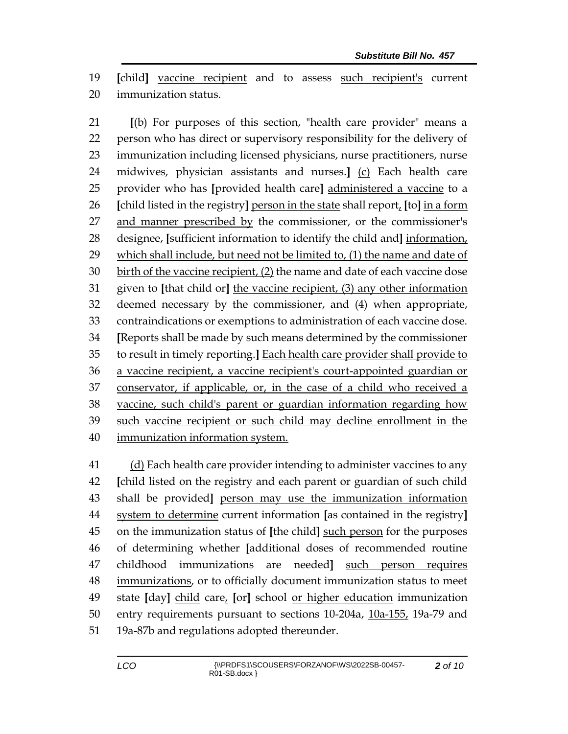19 **[**child**]** <u>vaccine recipient</u> and to assess <u>such recipient's</u> current
20 immunization status.

21 **[**(b) For purposes of this section, "health care provider" means a
22 person who has direct or supervisory responsibility for the delivery of
23 immunization including licensed physicians, nurse practitioners, nurse
24 midwives, physician assistants and nurses.**]** <u>(c)</u> Each health care
25 provider who has **[**provided health care**]** <u>administered a vaccine</u> to a
26 **[**child listed in the registry**]** <u>person in the state</u> shall report<u>,</u> **[**to**]** <u>in a form</u>
27 <u>and manner prescribed by</u> the commissioner, or the commissioner's
28 designee, **[**sufficient information to identify the child and**]** <u>information,</u>
29 <u>which shall include, but need not be limited to, (1) the name and date of</u>
30 <u>birth of the vaccine recipient, (2)</u> the name and date of each vaccine dose
31 given to **[**that child or**]** <u>the vaccine recipient, (3) any other information</u>
32 <u>deemed necessary by the commissioner, and (4)</u> when appropriate,
33 contraindications or exemptions to administration of each vaccine dose.
34 **[**Reports shall be made by such means determined by the commissioner
35 to result in timely reporting.**]** <u>Each health care provider shall provide to</u>
36 <u>a vaccine recipient, a vaccine recipient's court-appointed guardian or</u>
37 <u>conservator, if applicable, or, in the case of a child who received a</u>
38 <u>vaccine, such child's parent or guardian information regarding how</u>
39 <u>such vaccine recipient or such child may decline enrollment in the</u>
40 <u>immunization information system.</u>

41 <u>(d)</u> Each health care provider intending to administer vaccines to any
42 **[**child listed on the registry and each parent or guardian of such child
43 shall be provided**]** <u>person may use the immunization information</u>
44 <u>system to determine</u> current information **[**as contained in the registry**]**
45 on the immunization status of **[**the child**]** <u>such person</u> for the purposes
46 of determining whether **[**additional doses of recommended routine
47 childhood immunizations are needed**]** <u>such person requires</u>
48 <u>immunizations</u>, or to officially document immunization status to meet
49 state **[**day**]** <u>child</u> care<u>,</u> **[**or**]** school <u>or higher education</u> immunization
50 entry requirements pursuant to sections 10-204a, <u>10a-155,</u> 19a-79 and
51 19a-87b and regulations adopted thereunder.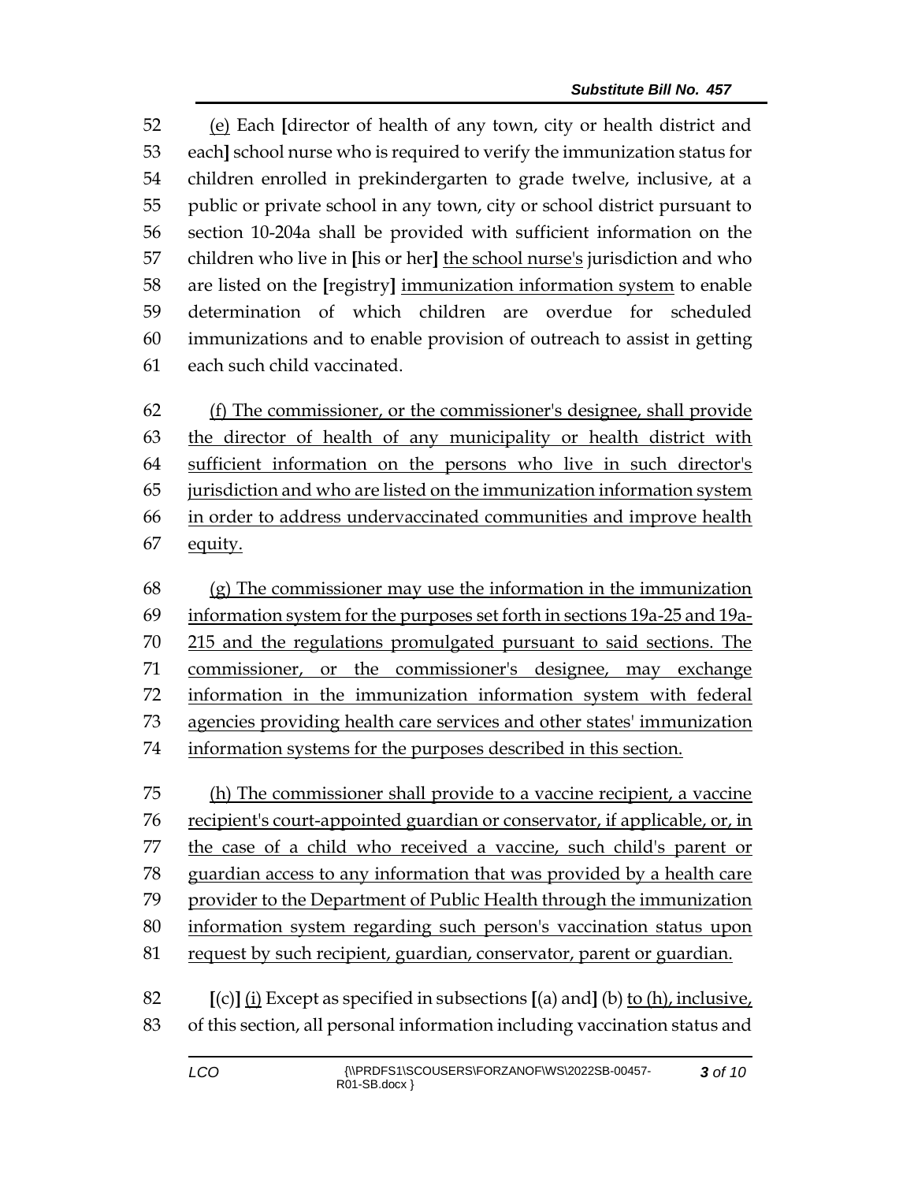(e) Each [director of health of any town, city or health district and each] school nurse who is required to verify the immunization status for children enrolled in prekindergarten to grade twelve, inclusive, at a public or private school in any town, city or school district pursuant to section 10-204a shall be provided with sufficient information on the children who live in [his or her] the school nurse's jurisdiction and who are listed on the [registry] immunization information system to enable determination of which children are overdue for scheduled immunizations and to enable provision of outreach to assist in getting each such child vaccinated.

(f) The commissioner, or the commissioner's designee, shall provide the director of health of any municipality or health district with sufficient information on the persons who live in such director's jurisdiction and who are listed on the immunization information system in order to address undervaccinated communities and improve health equity.

(g) The commissioner may use the information in the immunization information system for the purposes set forth in sections 19a-25 and 19a-215 and the regulations promulgated pursuant to said sections. The commissioner, or the commissioner's designee, may exchange information in the immunization information system with federal agencies providing health care services and other states' immunization information systems for the purposes described in this section.

(h) The commissioner shall provide to a vaccine recipient, a vaccine recipient's court-appointed guardian or conservator, if applicable, or, in the case of a child who received a vaccine, such child's parent or guardian access to any information that was provided by a health care provider to the Department of Public Health through the immunization information system regarding such person's vaccination status upon request by such recipient, guardian, conservator, parent or guardian.

[(c)] (i) Except as specified in subsections [(a) and] (b) to (h), inclusive, of this section, all personal information including vaccination status and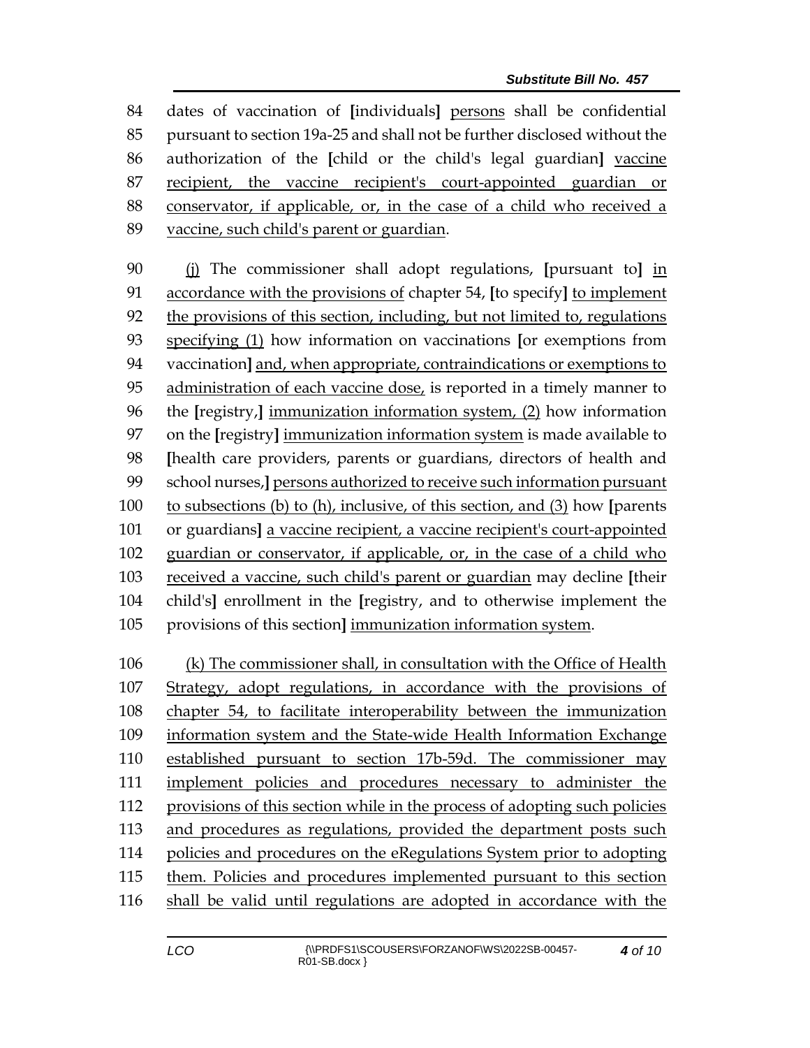dates of vaccination of [individuals] persons shall be confidential pursuant to section 19a-25 and shall not be further disclosed without the authorization of the [child or the child's legal guardian] vaccine recipient, the vaccine recipient's court-appointed guardian or conservator, if applicable, or, in the case of a child who received a vaccine, such child's parent or guardian.

(j) The commissioner shall adopt regulations, [pursuant to] in accordance with the provisions of chapter 54, [to specify] to implement the provisions of this section, including, but not limited to, regulations specifying (1) how information on vaccinations [or exemptions from vaccination] and, when appropriate, contraindications or exemptions to administration of each vaccine dose, is reported in a timely manner to the [registry,] immunization information system, (2) how information on the [registry] immunization information system is made available to [health care providers, parents or guardians, directors of health and school nurses,] persons authorized to receive such information pursuant to subsections (b) to (h), inclusive, of this section, and (3) how [parents or guardians] a vaccine recipient, a vaccine recipient's court-appointed guardian or conservator, if applicable, or, in the case of a child who received a vaccine, such child's parent or guardian may decline [their child's] enrollment in the [registry, and to otherwise implement the provisions of this section] immunization information system.

(k) The commissioner shall, in consultation with the Office of Health Strategy, adopt regulations, in accordance with the provisions of chapter 54, to facilitate interoperability between the immunization information system and the State-wide Health Information Exchange established pursuant to section 17b-59d. The commissioner may implement policies and procedures necessary to administer the provisions of this section while in the process of adopting such policies and procedures as regulations, provided the department posts such policies and procedures on the eRegulations System prior to adopting them. Policies and procedures implemented pursuant to this section shall be valid until regulations are adopted in accordance with the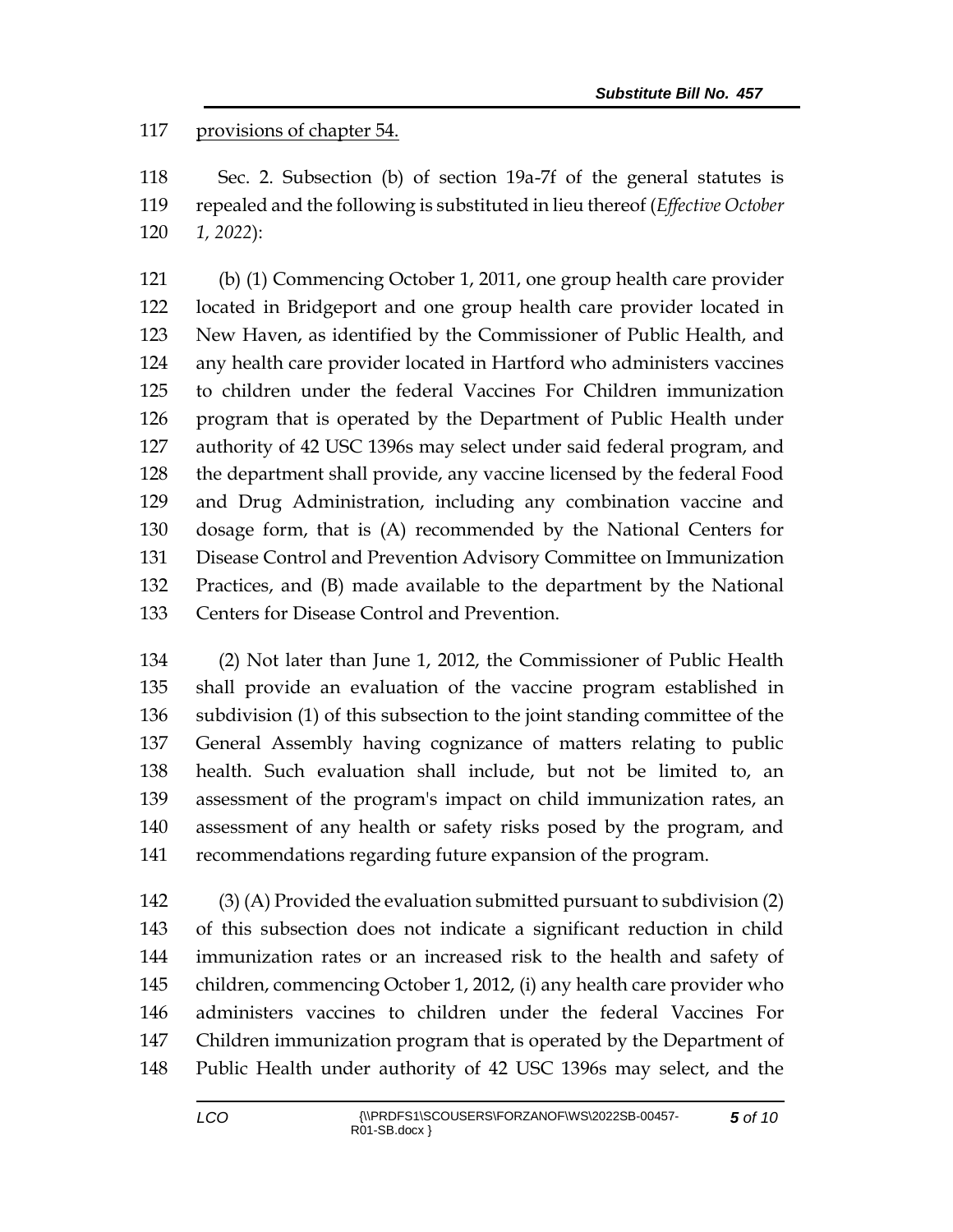provisions of chapter 54.

Sec. 2. Subsection (b) of section 19a-7f of the general statutes is repealed and the following is substituted in lieu thereof (*Effective October 1, 2022*):

(b) (1) Commencing October 1, 2011, one group health care provider located in Bridgeport and one group health care provider located in New Haven, as identified by the Commissioner of Public Health, and any health care provider located in Hartford who administers vaccines to children under the federal Vaccines For Children immunization program that is operated by the Department of Public Health under authority of 42 USC 1396s may select under said federal program, and the department shall provide, any vaccine licensed by the federal Food and Drug Administration, including any combination vaccine and dosage form, that is (A) recommended by the National Centers for Disease Control and Prevention Advisory Committee on Immunization Practices, and (B) made available to the department by the National Centers for Disease Control and Prevention.

(2) Not later than June 1, 2012, the Commissioner of Public Health shall provide an evaluation of the vaccine program established in subdivision (1) of this subsection to the joint standing committee of the General Assembly having cognizance of matters relating to public health. Such evaluation shall include, but not be limited to, an assessment of the program's impact on child immunization rates, an assessment of any health or safety risks posed by the program, and recommendations regarding future expansion of the program.

(3) (A) Provided the evaluation submitted pursuant to subdivision (2) of this subsection does not indicate a significant reduction in child immunization rates or an increased risk to the health and safety of children, commencing October 1, 2012, (i) any health care provider who administers vaccines to children under the federal Vaccines For Children immunization program that is operated by the Department of Public Health under authority of 42 USC 1396s may select, and the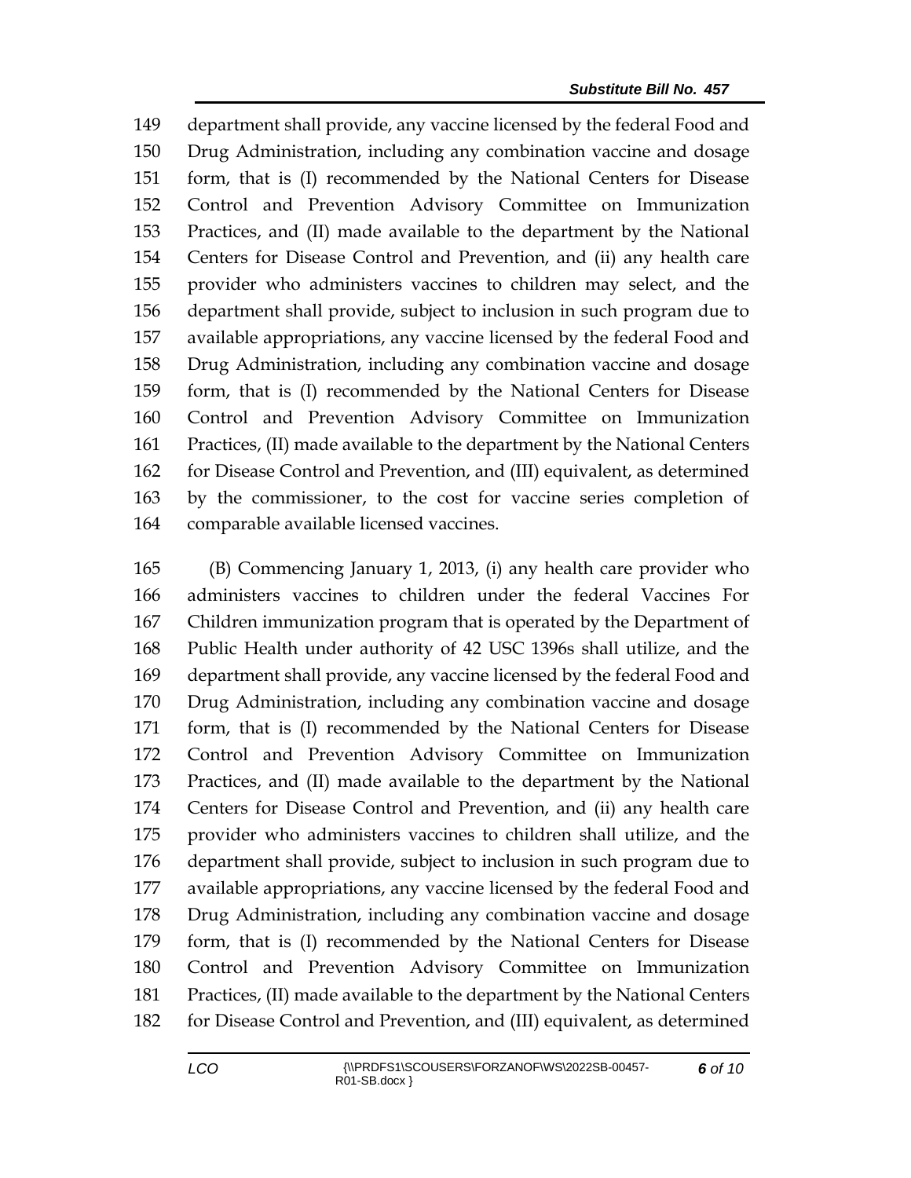department shall provide, any vaccine licensed by the federal Food and Drug Administration, including any combination vaccine and dosage form, that is (I) recommended by the National Centers for Disease Control and Prevention Advisory Committee on Immunization Practices, and (II) made available to the department by the National Centers for Disease Control and Prevention, and (ii) any health care provider who administers vaccines to children may select, and the department shall provide, subject to inclusion in such program due to available appropriations, any vaccine licensed by the federal Food and Drug Administration, including any combination vaccine and dosage form, that is (I) recommended by the National Centers for Disease Control and Prevention Advisory Committee on Immunization Practices, (II) made available to the department by the National Centers for Disease Control and Prevention, and (III) equivalent, as determined by the commissioner, to the cost for vaccine series completion of comparable available licensed vaccines.

(B) Commencing January 1, 2013, (i) any health care provider who administers vaccines to children under the federal Vaccines For Children immunization program that is operated by the Department of Public Health under authority of 42 USC 1396s shall utilize, and the department shall provide, any vaccine licensed by the federal Food and Drug Administration, including any combination vaccine and dosage form, that is (I) recommended by the National Centers for Disease Control and Prevention Advisory Committee on Immunization Practices, and (II) made available to the department by the National Centers for Disease Control and Prevention, and (ii) any health care provider who administers vaccines to children shall utilize, and the department shall provide, subject to inclusion in such program due to available appropriations, any vaccine licensed by the federal Food and Drug Administration, including any combination vaccine and dosage form, that is (I) recommended by the National Centers for Disease Control and Prevention Advisory Committee on Immunization Practices, (II) made available to the department by the National Centers for Disease Control and Prevention, and (III) equivalent, as determined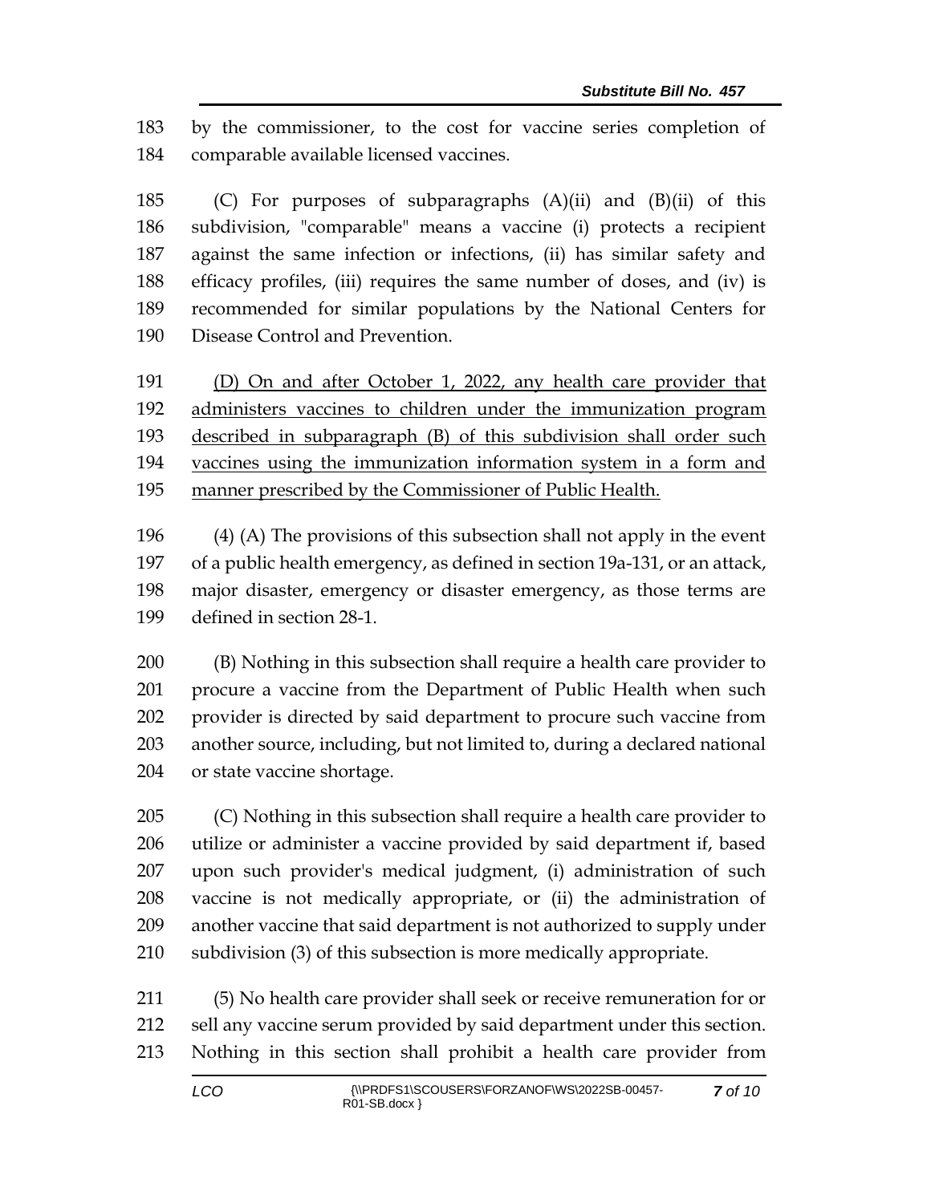183 by the commissioner, to the cost for vaccine series completion of
184 comparable available licensed vaccines.

185 (C) For purposes of subparagraphs (A)(ii) and (B)(ii) of this
186 subdivision, "comparable" means a vaccine (i) protects a recipient
187 against the same infection or infections, (ii) has similar safety and
188 efficacy profiles, (iii) requires the same number of doses, and (iv) is
189 recommended for similar populations by the National Centers for
190 Disease Control and Prevention.

191 <u>(D) On and after October 1, 2022, any health care provider that</u>
192 <u>administers vaccines to children under the immunization program</u>
193 <u>described in subparagraph (B) of this subdivision shall order such</u>
194 <u>vaccines using the immunization information system in a form and</u>
195 <u>manner prescribed by the Commissioner of Public Health.</u>

196 (4) (A) The provisions of this subsection shall not apply in the event
197 of a public health emergency, as defined in section 19a-131, or an attack,
198 major disaster, emergency or disaster emergency, as those terms are
199 defined in section 28-1.

200 (B) Nothing in this subsection shall require a health care provider to
201 procure a vaccine from the Department of Public Health when such
202 provider is directed by said department to procure such vaccine from
203 another source, including, but not limited to, during a declared national
204 or state vaccine shortage.

205 (C) Nothing in this subsection shall require a health care provider to
206 utilize or administer a vaccine provided by said department if, based
207 upon such provider's medical judgment, (i) administration of such
208 vaccine is not medically appropriate, or (ii) the administration of
209 another vaccine that said department is not authorized to supply under
210 subdivision (3) of this subsection is more medically appropriate.

211 (5) No health care provider shall seek or receive remuneration for or
212 sell any vaccine serum provided by said department under this section.
213 Nothing in this section shall prohibit a health care provider from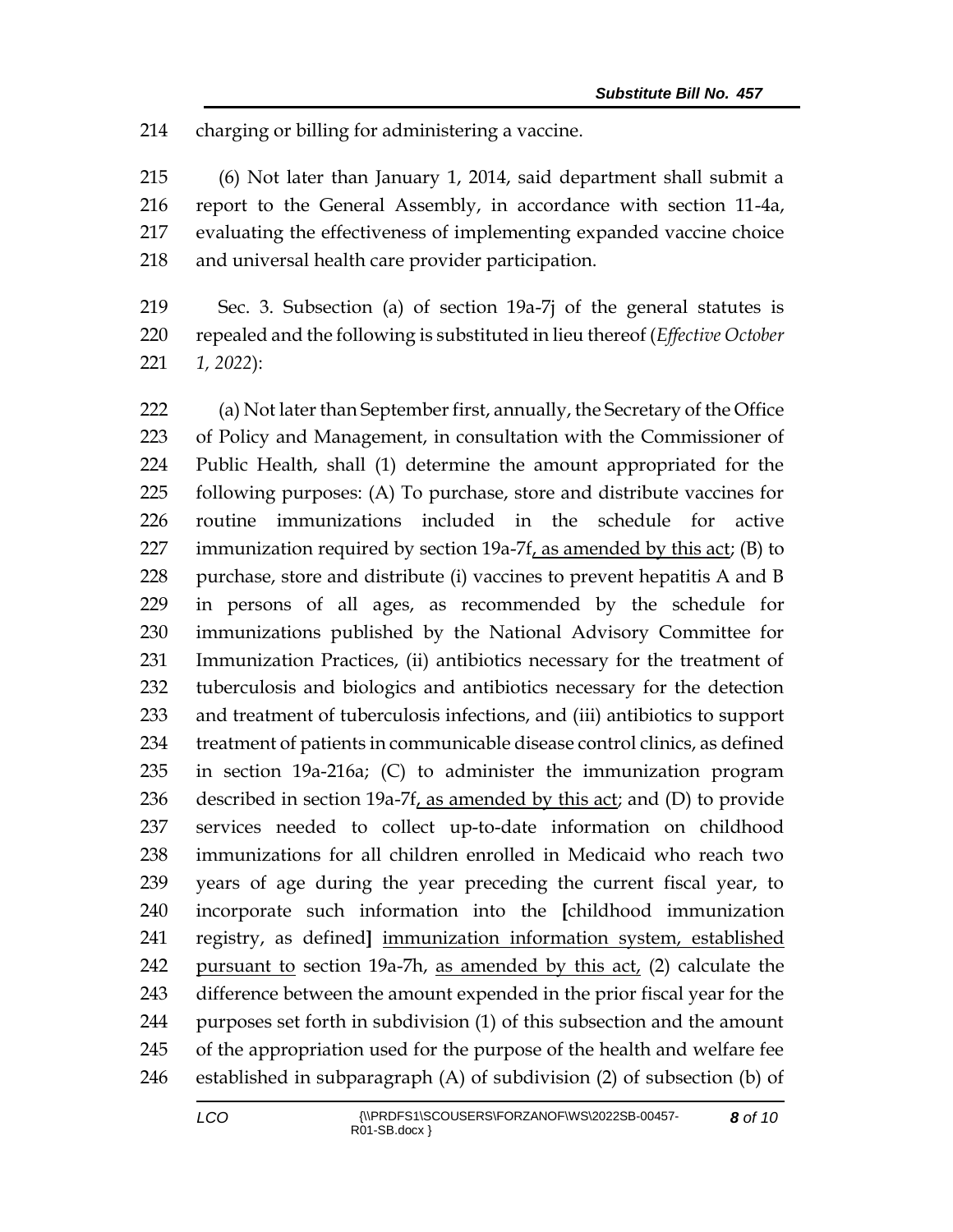charging or billing for administering a vaccine.

(6) Not later than January 1, 2014, said department shall submit a report to the General Assembly, in accordance with section 11-4a, evaluating the effectiveness of implementing expanded vaccine choice and universal health care provider participation.

Sec. 3. Subsection (a) of section 19a-7j of the general statutes is repealed and the following is substituted in lieu thereof (*Effective October 1, 2022*):

(a) Not later than September first, annually, the Secretary of the Office of Policy and Management, in consultation with the Commissioner of Public Health, shall (1) determine the amount appropriated for the following purposes: (A) To purchase, store and distribute vaccines for routine immunizations included in the schedule for active immunization required by section 19a-7f<u>, as amended by this act</u>; (B) to purchase, store and distribute (i) vaccines to prevent hepatitis A and B in persons of all ages, as recommended by the schedule for immunizations published by the National Advisory Committee for Immunization Practices, (ii) antibiotics necessary for the treatment of tuberculosis and biologics and antibiotics necessary for the detection and treatment of tuberculosis infections, and (iii) antibiotics to support treatment of patients in communicable disease control clinics, as defined in section 19a-216a; (C) to administer the immunization program described in section 19a-7f<u>, as amended by this act</u>; and (D) to provide services needed to collect up-to-date information on childhood immunizations for all children enrolled in Medicaid who reach two years of age during the year preceding the current fiscal year, to incorporate such information into the [childhood immunization registry, as defined] <u>immunization information system, established pursuant to</u> section 19a-7h, <u>as amended by this act,</u> (2) calculate the difference between the amount expended in the prior fiscal year for the purposes set forth in subdivision (1) of this subsection and the amount of the appropriation used for the purpose of the health and welfare fee established in subparagraph (A) of subdivision (2) of subsection (b) of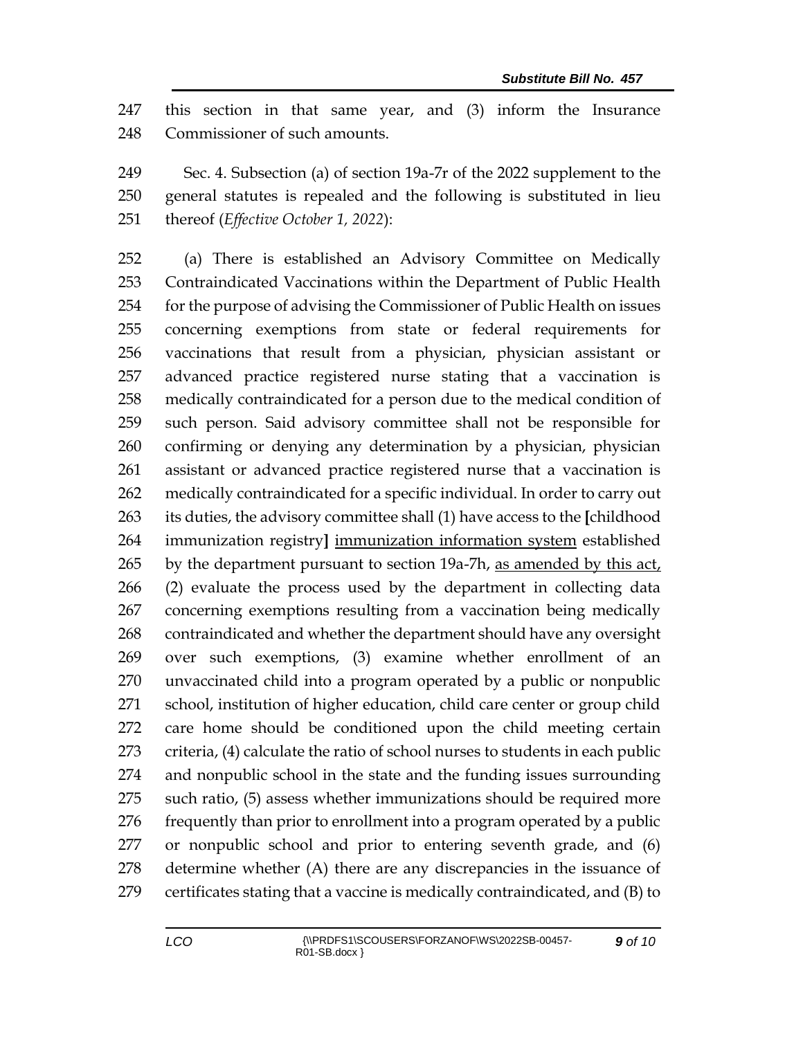this section in that same year, and (3) inform the Insurance Commissioner of such amounts.

Sec. 4. Subsection (a) of section 19a-7r of the 2022 supplement to the general statutes is repealed and the following is substituted in lieu thereof (*Effective October 1, 2022*):

(a) There is established an Advisory Committee on Medically Contraindicated Vaccinations within the Department of Public Health for the purpose of advising the Commissioner of Public Health on issues concerning exemptions from state or federal requirements for vaccinations that result from a physician, physician assistant or advanced practice registered nurse stating that a vaccination is medically contraindicated for a person due to the medical condition of such person. Said advisory committee shall not be responsible for confirming or denying any determination by a physician, physician assistant or advanced practice registered nurse that a vaccination is medically contraindicated for a specific individual. In order to carry out its duties, the advisory committee shall (1) have access to the **[**childhood immunization registry**]** <u>immunization information system</u> established by the department pursuant to section 19a-7h, <u>as amended by this act,</u> (2) evaluate the process used by the department in collecting data concerning exemptions resulting from a vaccination being medically contraindicated and whether the department should have any oversight over such exemptions, (3) examine whether enrollment of an unvaccinated child into a program operated by a public or nonpublic school, institution of higher education, child care center or group child care home should be conditioned upon the child meeting certain criteria, (4) calculate the ratio of school nurses to students in each public and nonpublic school in the state and the funding issues surrounding such ratio, (5) assess whether immunizations should be required more frequently than prior to enrollment into a program operated by a public or nonpublic school and prior to entering seventh grade, and (6) determine whether (A) there are any discrepancies in the issuance of certificates stating that a vaccine is medically contraindicated, and (B) to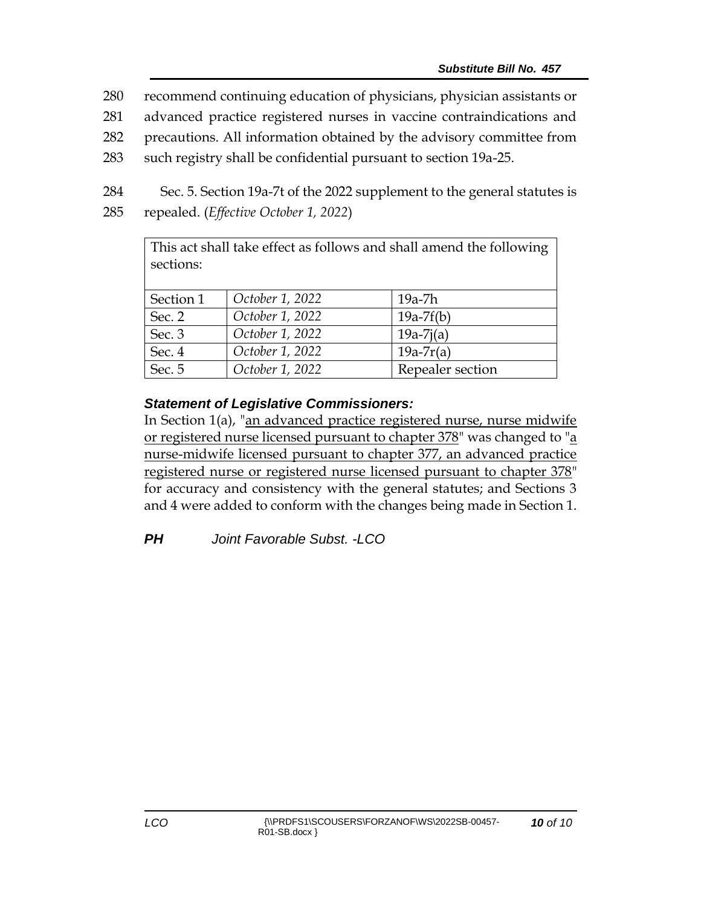280 recommend continuing education of physicians, physician assistants or
281 advanced practice registered nurses in vaccine contraindications and
282 precautions. All information obtained by the advisory committee from
283 such registry shall be confidential pursuant to section 19a-25.

284 Sec. 5. Section 19a-7t of the 2022 supplement to the general statutes is
285 repealed. (*Effective October 1, 2022*)

| This act shall take effect as follows and shall amend the following sections: | | |
|---|---|---|
| Section 1 | *October 1, 2022* | 19a-7h |
| Sec. 2 | *October 1, 2022* | 19a-7f(b) |
| Sec. 3 | *October 1, 2022* | 19a-7j(a) |
| Sec. 4 | *October 1, 2022* | 19a-7r(a) |
| Sec. 5 | *October 1, 2022* | Repealer section |

### *Statement of Legislative Commissioners:*

In Section 1(a), "<u>an advanced practice registered nurse, nurse midwife or registered nurse licensed pursuant to chapter 378</u>" was changed to "<u>a nurse-midwife licensed pursuant to chapter 377, an advanced practice registered nurse or registered nurse licensed pursuant to chapter 378</u>" for accuracy and consistency with the general statutes; and Sections 3 and 4 were added to conform with the changes being made in Section 1.

***PH*** *Joint Favorable Subst. -LCO*